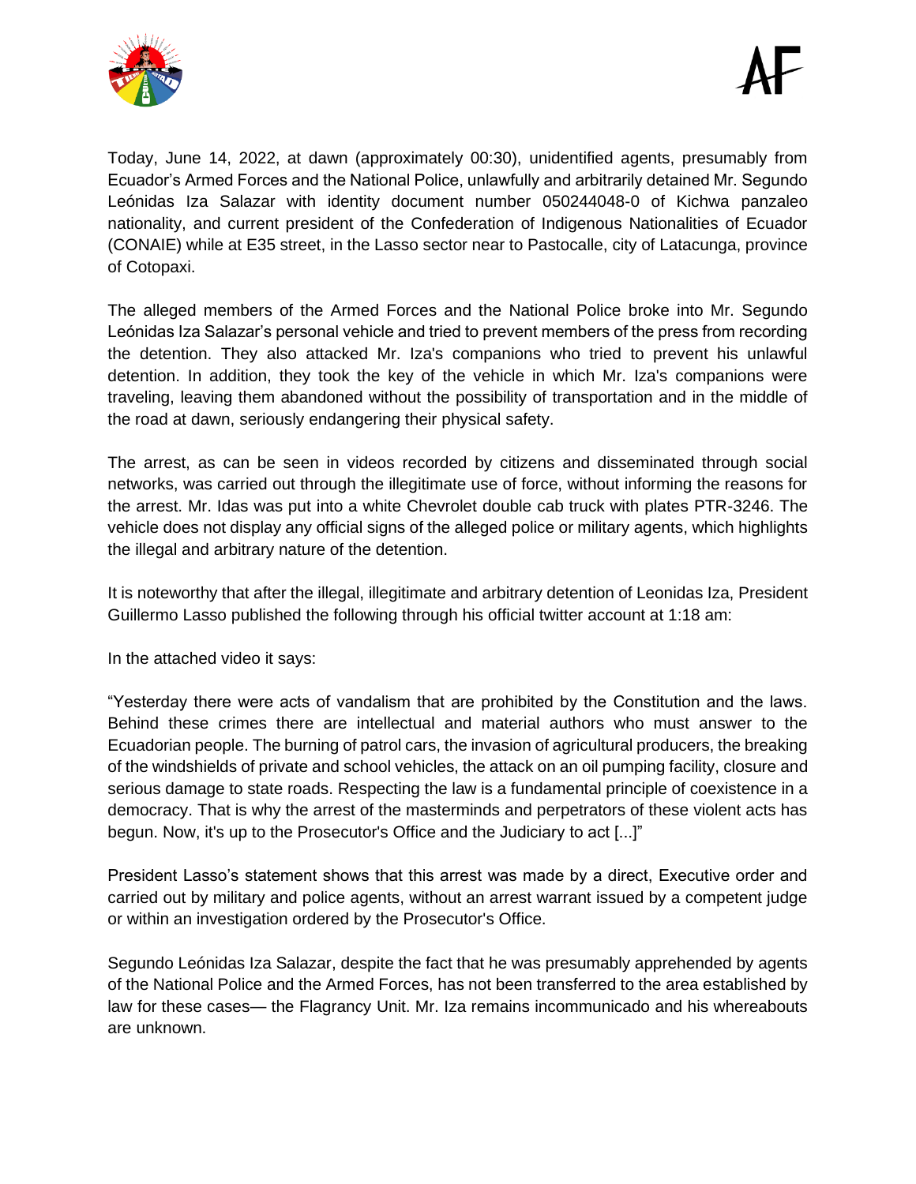Today, June 14, 2022, at dawn (approximately 00:30), unidentified agents, presumably from Ecuador's Armed Forces and the National Police, unlawfully and arbitrarily detained Mr. Segundo Leónidas Iza Salazar with identity document number 050244048-0 of Kichwa panzaleo nationality, and current president of the Confederation of Indigenous Nationalities of Ecuador (CONAIE) while at E35 street, in the Lasso sector near to Pastocalle, city of Latacunga, province of Cotopaxi.

The alleged members of the Armed Forces and the National Police broke into Mr. Segundo Leónidas Iza Salazar's personal vehicle and tried to prevent members of the press from recording the detention. They also attacked Mr. Iza's companions who tried to prevent his unlawful detention. In addition, they took the key of the vehicle in which Mr. Iza's companions were traveling, leaving them abandoned without the possibility of transportation and in the middle of the road at dawn, seriously endangering their physical safety.

The arrest, as can be seen in videos recorded by citizens and disseminated through social networks, was carried out through the illegitimate use of force, without informing the reasons for the arrest. Mr. Idas was put into a white Chevrolet double cab truck with plates PTR-3246. The vehicle does not display any official signs of the alleged police or military agents, which highlights the illegal and arbitrary nature of the detention.

It is noteworthy that after the illegal, illegitimate and arbitrary detention of Leonidas Iza, President Guillermo Lasso published the following through his official twitter account at 1:18 am:

In the attached video it says:

"Yesterday there were acts of vandalism that are prohibited by the Constitution and the laws. Behind these crimes there are intellectual and material authors who must answer to the Ecuadorian people. The burning of patrol cars, the invasion of agricultural producers, the breaking of the windshields of private and school vehicles, the attack on an oil pumping facility, closure and serious damage to state roads. Respecting the law is a fundamental principle of coexistence in a democracy. That is why the arrest of the masterminds and perpetrators of these violent acts has begun. Now, it's up to the Prosecutor's Office and the Judiciary to act [...]"

President Lasso's statement shows that this arrest was made by a direct, Executive order and carried out by military and police agents, without an arrest warrant issued by a competent judge or within an investigation ordered by the Prosecutor's Office.

Segundo Leónidas Iza Salazar, despite the fact that he was presumably apprehended by agents of the National Police and the Armed Forces, has not been transferred to the area established by law for these cases— the Flagrancy Unit. Mr. Iza remains incommunicado and his whereabouts are unknown.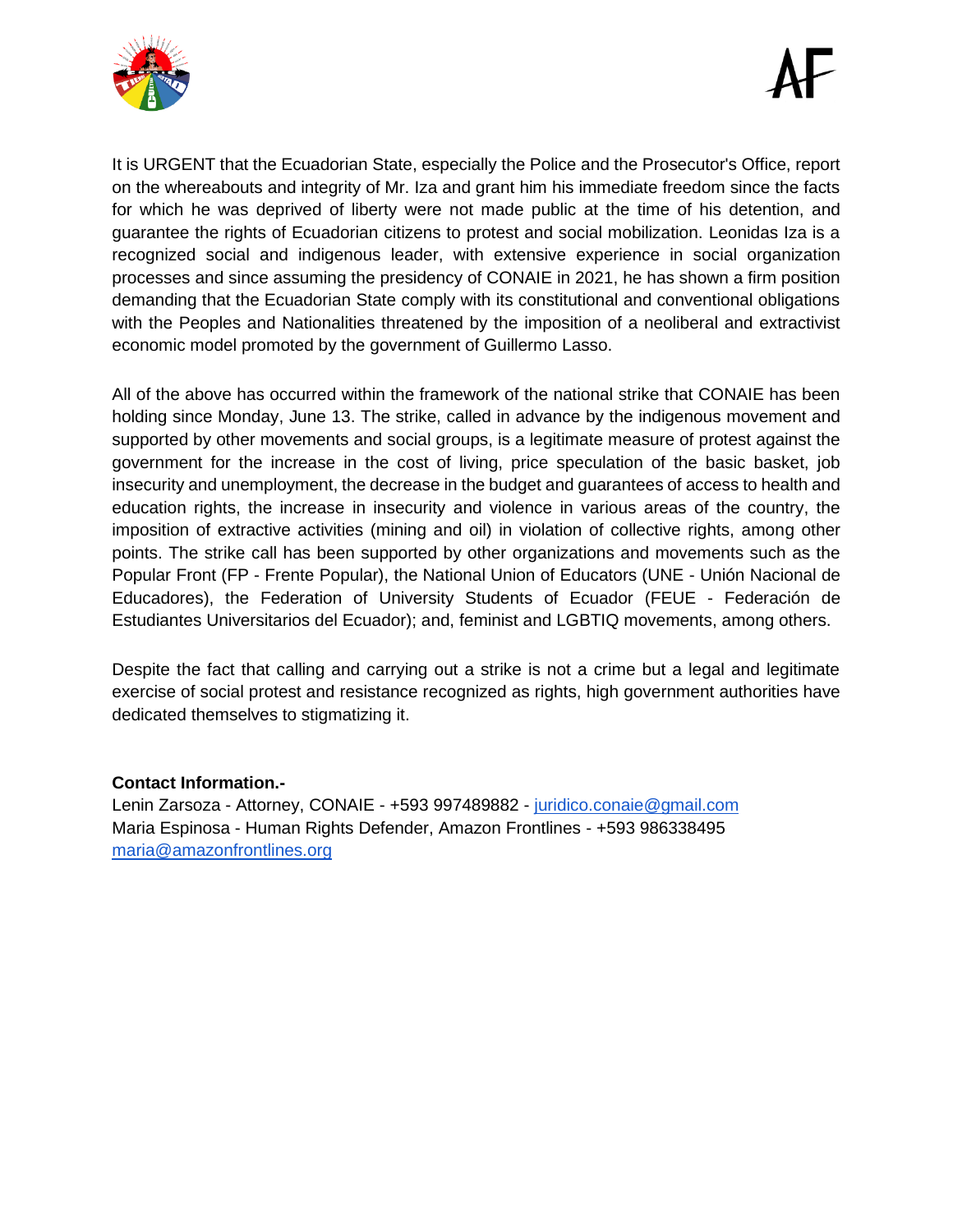It is URGENT that the Ecuadorian State, especially the Police and the Prosecutor's Office, report on the whereabouts and integrity of Mr. Iza and grant him his immediate freedom since the facts for which he was deprived of liberty were not made public at the time of his detention, and guarantee the rights of Ecuadorian citizens to protest and social mobilization. Leonidas Iza is a recognized social and indigenous leader, with extensive experience in social organization processes and since assuming the presidency of CONAIE in 2021, he has shown a firm position demanding that the Ecuadorian State comply with its constitutional and conventional obligations with the Peoples and Nationalities threatened by the imposition of a neoliberal and extractivist economic model promoted by the government of Guillermo Lasso.

All of the above has occurred within the framework of the national strike that CONAIE has been holding since Monday, June 13. The strike, called in advance by the indigenous movement and supported by other movements and social groups, is a legitimate measure of protest against the government for the increase in the cost of living, price speculation of the basic basket, job insecurity and unemployment, the decrease in the budget and guarantees of access to health and education rights, the increase in insecurity and violence in various areas of the country, the imposition of extractive activities (mining and oil) in violation of collective rights, among other points. The strike call has been supported by other organizations and movements such as the Popular Front (FP - Frente Popular), the National Union of Educators (UNE - Unión Nacional de Educadores), the Federation of University Students of Ecuador (FEUE - Federación de Estudiantes Universitarios del Ecuador); and, feminist and LGBTIQ movements, among others.

Despite the fact that calling and carrying out a strike is not a crime but a legal and legitimate exercise of social protest and resistance recognized as rights, high government authorities have dedicated themselves to stigmatizing it.

**Contact Information.-**
Lenin Zarsoza - Attorney, CONAIE - +593 997489882 - juridico.conaie@gmail.com
Maria Espinosa - Human Rights Defender, Amazon Frontlines - +593 986338495
maria@amazonfrontlines.org